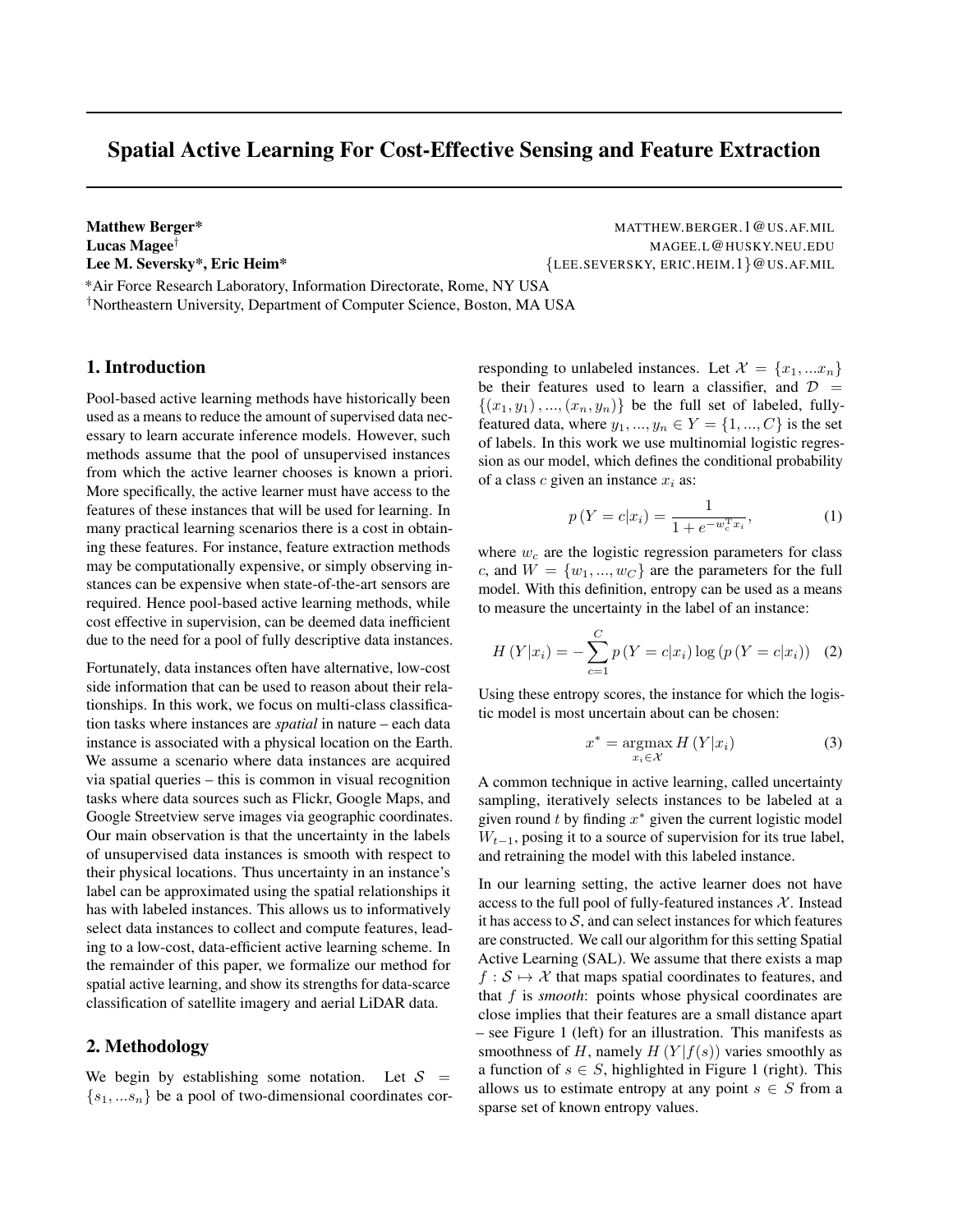# Spatial Active Learning For Cost-Effective Sensing and Feature Extraction

**Matthew Berger*** MATTHEW.BERGER.1@US.AF.MIL
**Lucas Magee**[†] MAGEE.L@HUSKY.NEU.EDU
**Lee M. Seversky*, Eric Heim*** {LEE.SEVERSKY, ERIC.HEIM.1}@US.AF.MIL

*Air Force Research Laboratory, Information Directorate, Rome, NY USA
[†]Northeastern University, Department of Computer Science, Boston, MA USA

## 1. Introduction

Pool-based active learning methods have historically been used as a means to reduce the amount of supervised data necessary to learn accurate inference models. However, such methods assume that the pool of unsupervised instances from which the active learner chooses is known a priori. More specifically, the active learner must have access to the features of these instances that will be used for learning. In many practical learning scenarios there is a cost in obtaining these features. For instance, feature extraction methods may be computationally expensive, or simply observing instances can be expensive when state-of-the-art sensors are required. Hence pool-based active learning methods, while cost effective in supervision, can be deemed data inefficient due to the need for a pool of fully descriptive data instances.

Fortunately, data instances often have alternative, low-cost side information that can be used to reason about their relationships. In this work, we focus on multi-class classification tasks where instances are *spatial* in nature – each data instance is associated with a physical location on the Earth. We assume a scenario where data instances are acquired via spatial queries – this is common in visual recognition tasks where data sources such as Flickr, Google Maps, and Google Streetview serve images via geographic coordinates. Our main observation is that the uncertainty in the labels of unsupervised data instances is smooth with respect to their physical locations. Thus uncertainty in an instance's label can be approximated using the spatial relationships it has with labeled instances. This allows us to informatively select data instances to collect and compute features, leading to a low-cost, data-efficient active learning scheme. In the remainder of this paper, we formalize our method for spatial active learning, and show its strengths for data-scarce classification of satellite imagery and aerial LiDAR data.

## 2. Methodology

We begin by establishing some notation. Let $\mathcal{S} = \{s_1, ...s_n\}$ be a pool of two-dimensional coordinates corresponding to unlabeled instances. Let $\mathcal{X} = \{x_1, ...x_n\}$ be their features used to learn a classifier, and $\mathcal{D} = \{(x_1, y_1), ..., (x_n, y_n)\}$ be the full set of labeled, fully-featured data, where $y_1, ..., y_n \in Y = \{1, ..., C\}$ is the set of labels. In this work we use multinomial logistic regression as our model, which defines the conditional probability of a class $c$ given an instance $x_i$ as:

$$p(Y = c|x_i) = \frac{1}{1 + e^{-w_c^{\top} x_i}}, \quad (1)$$

where $w_c$ are the logistic regression parameters for class $c$, and $W = \{w_1, ..., w_C\}$ are the parameters for the full model. With this definition, entropy can be used as a means to measure the uncertainty in the label of an instance:

$$H(Y|x_i) = -\sum_{c=1}^{C} p(Y = c|x_i) \log(p(Y = c|x_i)) \quad (2)$$

Using these entropy scores, the instance for which the logistic model is most uncertain about can be chosen:

$$x^* = \underset{x_i \in \mathcal{X}}{\operatorname{argmax}} \, H(Y|x_i) \quad (3)$$

A common technique in active learning, called uncertainty sampling, iteratively selects instances to be labeled at a given round $t$ by finding $x^*$ given the current logistic model $W_{t-1}$, posing it to a source of supervision for its true label, and retraining the model with this labeled instance.

In our learning setting, the active learner does not have access to the full pool of fully-featured instances $\mathcal{X}$. Instead it has access to $\mathcal{S}$, and can select instances for which features are constructed. We call our algorithm for this setting Spatial Active Learning (SAL). We assume that there exists a map $f : \mathcal{S} \mapsto \mathcal{X}$ that maps spatial coordinates to features, and that $f$ is *smooth*: points whose physical coordinates are close implies that their features are a small distance apart – see Figure 1 (left) for an illustration. This manifests as smoothness of $H$, namely $H(Y|f(s))$ varies smoothly as a function of $s \in S$, highlighted in Figure 1 (right). This allows us to estimate entropy at any point $s \in S$ from a sparse set of known entropy values.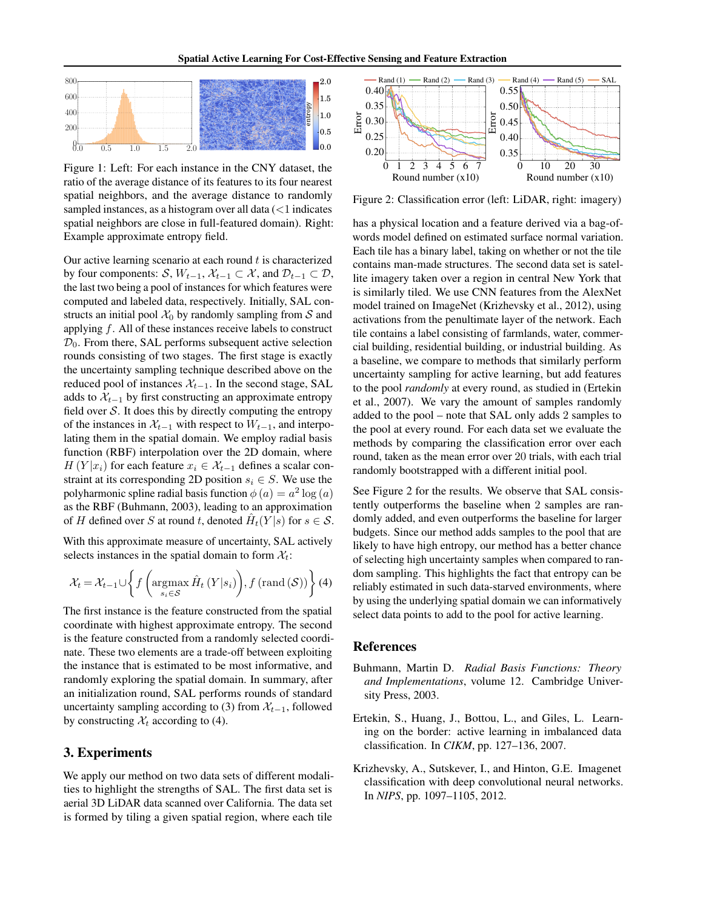800
600
400
200
0
0.0 0.5 1.0 1.5 2.0

2.0
1.5
1.0
0.5
0.0
entropy

Figure 1: Left: For each instance in the CNY dataset, the ratio of the average distance of its features to its four nearest spatial neighbors, and the average distance to randomly sampled instances, as a histogram over all data (<1 indicates spatial neighbors are close in full-featured domain). Right: Example approximate entropy field.

Our active learning scenario at each round $t$ is characterized by four components: $\mathcal{S}$, $W_{t-1}$, $\mathcal{X}_{t-1} \subset \mathcal{X}$, and $\mathcal{D}_{t-1} \subset \mathcal{D}$, the last two being a pool of instances for which features were computed and labeled data, respectively. Initially, SAL constructs an initial pool $\mathcal{X}_0$ by randomly sampling from $\mathcal{S}$ and applying $f$. All of these instances receive labels to construct $\mathcal{D}_0$. From there, SAL performs subsequent active selection rounds consisting of two stages. The first stage is exactly the uncertainty sampling technique described above on the reduced pool of instances $\mathcal{X}_{t-1}$. In the second stage, SAL adds to $\mathcal{X}_{t-1}$ by first constructing an approximate entropy field over $\mathcal{S}$. It does this by directly computing the entropy of the instances in $\mathcal{X}_{t-1}$ with respect to $W_{t-1}$, and interpolating them in the spatial domain. We employ radial basis function (RBF) interpolation over the 2D domain, where $H(Y|x_i)$ for each feature $x_i \in \mathcal{X}_{t-1}$ defines a scalar constraint at its corresponding 2D position $s_i \in S$. We use the polyharmonic spline radial basis function $\phi(a) = a^2 \log(a)$ as the RBF (Buhmann, 2003), leading to an approximation of $H$ defined over $S$ at round $t$, denoted $\hat{H}_t(Y|s)$ for $s \in \mathcal{S}$.

With this approximate measure of uncertainty, SAL actively selects instances in the spatial domain to form $\mathcal{X}_t$:

$$\mathcal{X}_t = \mathcal{X}_{t-1} \cup \left\{ f\left(\underset{s_i \in \mathcal{S}}{\operatorname{argmax}}\, \hat{H}_t(Y|s_i)\right), f(\operatorname{rand}(\mathcal{S})) \right\} \quad (4)$$

The first instance is the feature constructed from the spatial coordinate with highest approximate entropy. The second is the feature constructed from a randomly selected coordinate. These two elements are a trade-off between exploiting the instance that is estimated to be most informative, and randomly exploring the spatial domain. In summary, after an initialization round, SAL performs rounds of standard uncertainty sampling according to (3) from $\mathcal{X}_{t-1}$, followed by constructing $\mathcal{X}_t$ according to (4).

## 3. Experiments

We apply our method on two data sets of different modalities to highlight the strengths of SAL. The first data set is aerial 3D LiDAR data scanned over California. The data set is formed by tiling a given spatial region, where each tile has a physical location and a feature derived via a bag-of-words model defined on estimated surface normal variation. Each tile has a binary label, taking on whether or not the tile contains man-made structures. The second data set is satellite imagery taken over a region in central New York that is similarly tiled. We use CNN features from the AlexNet model trained on ImageNet (Krizhevsky et al., 2012), using activations from the penultimate layer of the network. Each tile contains a label consisting of farmlands, water, commercial building, residential building, or industrial building. As a baseline, we compare to methods that similarly perform uncertainty sampling for active learning, but add features to the pool *randomly* at every round, as studied in (Ertekin et al., 2007). We vary the amount of samples randomly added to the pool – note that SAL only adds 2 samples to the pool at every round. For each data set we evaluate the methods by comparing the classification error over each round, taken as the mean error over 20 trials, with each trial randomly bootstrapped with a different initial pool.

Rand (1) Rand (2) Rand (3) Rand (4) Rand (5) SAL

Error
0.40
0.35
0.30
0.25
0.20
0 1 2 3 4 5 6 7
Round number (x10)

Error
0.55
0.50
0.45
0.40
0.35
0 10 20 30
Round number (x10)

Figure 2: Classification error (left: LiDAR, right: imagery)

See Figure 2 for the results. We observe that SAL consistently outperforms the baseline when 2 samples are randomly added, and even outperforms the baseline for larger budgets. Since our method adds samples to the pool that are likely to have high entropy, our method has a better chance of selecting high uncertainty samples when compared to random sampling. This highlights the fact that entropy can be reliably estimated in such data-starved environments, where by using the underlying spatial domain we can informatively select data points to add to the pool for active learning.

## References

Buhmann, Martin D. *Radial Basis Functions: Theory and Implementations*, volume 12. Cambridge University Press, 2003.

Ertekin, S., Huang, J., Bottou, L., and Giles, L. Learning on the border: active learning in imbalanced data classification. In *CIKM*, pp. 127–136, 2007.

Krizhevsky, A., Sutskever, I., and Hinton, G.E. Imagenet classification with deep convolutional neural networks. In *NIPS*, pp. 1097–1105, 2012.